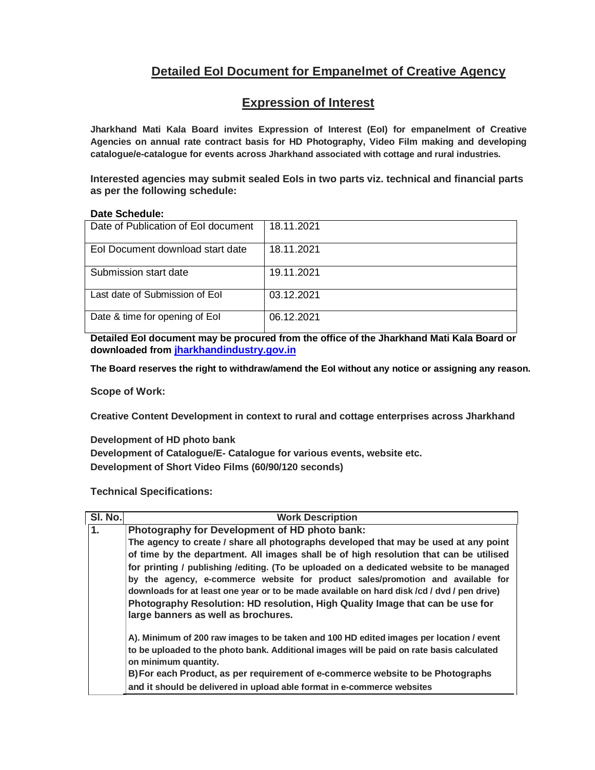# Detailed EoI Document for Empanelmet of Creative Agency

## Expression of Interest

**Jharkhand Mati Kala Board invites Expression of Interest (EoI) for empanelment of Creative Agencies on annual rate contract basis for HD Photography, Video Film making and developing catalogue/e-catalogue for events across Jharkhand associated with cottage and rural industries.**

**Interested agencies may submit sealed EoIs in two parts viz. technical and financial parts as per the following schedule:**

**Date Schedule:**

| | |
|---|---|
| Date of Publication of EoI document | 18.11.2021 |
| EoI Document download start date | 18.11.2021 |
| Submission start date | 19.11.2021 |
| Last date of Submission of EoI | 03.12.2021 |
| Date & time for opening of EoI | 06.12.2021 |

**Detailed EoI document may be procured from the office of the Jharkhand Mati Kala Board or downloaded from [jharkhandindustry.gov.in](jharkhandindustry.gov.in)**

**The Board reserves the right to withdraw/amend the EoI without any notice or assigning any reason.**

**Scope of Work:**

**Creative Content Development in context to rural and cottage enterprises across Jharkhand**

**Development of HD photo bank**
**Development of Catalogue/E- Catalogue for various events, website etc.**
**Development of Short Video Films (60/90/120 seconds)**

**Technical Specifications:**

| Sl. No. | Work Description |
|---|---|
| 1. | **Photography for Development of HD photo bank:**<br>**The agency to create / share all photographs developed that may be used at any point of time by the department. All images shall be of high resolution that can be utilised for printing / publishing /editing. (To be uploaded on a dedicated website to be managed by the agency, e-commerce website for product sales/promotion and available for downloads for at least one year or to be made available on hard disk /cd / dvd / pen drive)**<br>**Photography Resolution: HD resolution, High Quality Image that can be use for large banners as well as brochures.**<br><br>**A). Minimum of 200 raw images to be taken and 100 HD edited images per location / event to be uploaded to the photo bank. Additional images will be paid on rate basis calculated on minimum quantity.**<br>**B) For each Product, as per requirement of e-commerce website to be Photographs and it should be delivered in upload able format in e-commerce websites** |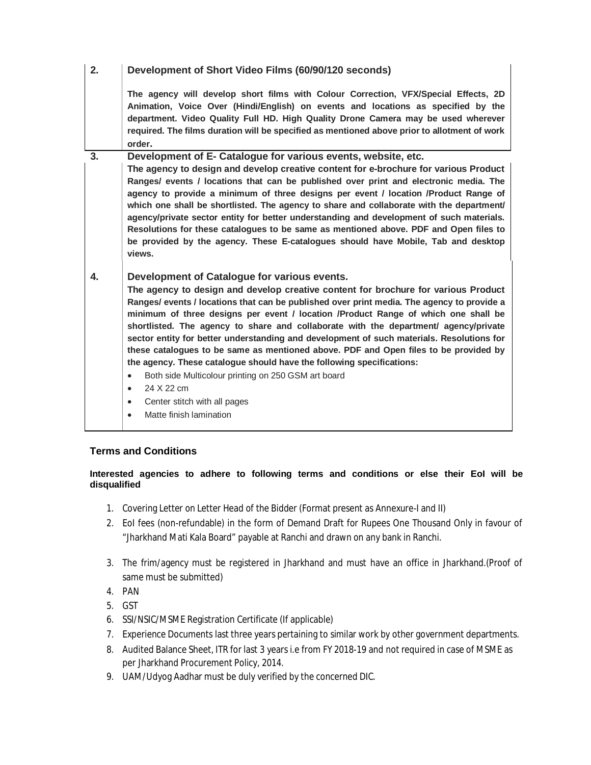| | |
|---|---|
| **2.** | **Development of Short Video Films (60/90/120 seconds)**<br><br>**The agency will develop short films with Colour Correction, VFX/Special Effects, 2D Animation, Voice Over (Hindi/English) on events and locations as specified by the department. Video Quality Full HD. High Quality Drone Camera may be used wherever required. The films duration will be specified as mentioned above prior to allotment of work order.** |
| **3.** | **Development of E- Catalogue for various events, website, etc.**<br>**The agency to design and develop creative content for e-brochure for various Product Ranges/ events / locations that can be published over print and electronic media. The agency to provide a minimum of three designs per event / location /Product Range of which one shall be shortlisted. The agency to share and collaborate with the department/ agency/private sector entity for better understanding and development of such materials. Resolutions for these catalogues to be same as mentioned above. PDF and Open files to be provided by the agency. These E-catalogues should have Mobile, Tab and desktop views.** |
| **4.** | **Development of Catalogue for various events.**<br>**The agency to design and develop creative content for brochure for various Product Ranges/ events / locations that can be published over print media. The agency to provide a minimum of three designs per event / location /Product Range of which one shall be shortlisted. The agency to share and collaborate with the department/ agency/private sector entity for better understanding and development of such materials. Resolutions for these catalogues to be same as mentioned above. PDF and Open files to be provided by the agency. These catalogue should have the following specifications:**<br>• Both side Multicolour printing on 250 GSM art board<br>• 24 X 22 cm<br>• Center stitch with all pages<br>• Matte finish lamination |

## Terms and Conditions

**Interested agencies to adhere to following terms and conditions or else their EoI will be disqualified**

1. Covering Letter on Letter Head of the Bidder (Format present as Annexure-I and II)
2. EoI fees (non-refundable) in the form of Demand Draft for Rupees One Thousand Only in favour of "Jharkhand Mati Kala Board" payable at Ranchi and drawn on any bank in Ranchi.
3. The frim/agency must be registered in Jharkhand and must have an office in Jharkhand.(Proof of same must be submitted)
4. PAN
5. GST
6. SSI/NSIC/MSME Registration Certificate (If applicable)
7. Experience Documents last three years pertaining to similar work by other government departments.
8. Audited Balance Sheet, ITR for last 3 years i.e from FY 2018-19 and not required in case of MSME as per Jharkhand Procurement Policy, 2014.
9. UAM/Udyog Aadhar must be duly verified by the concerned DIC.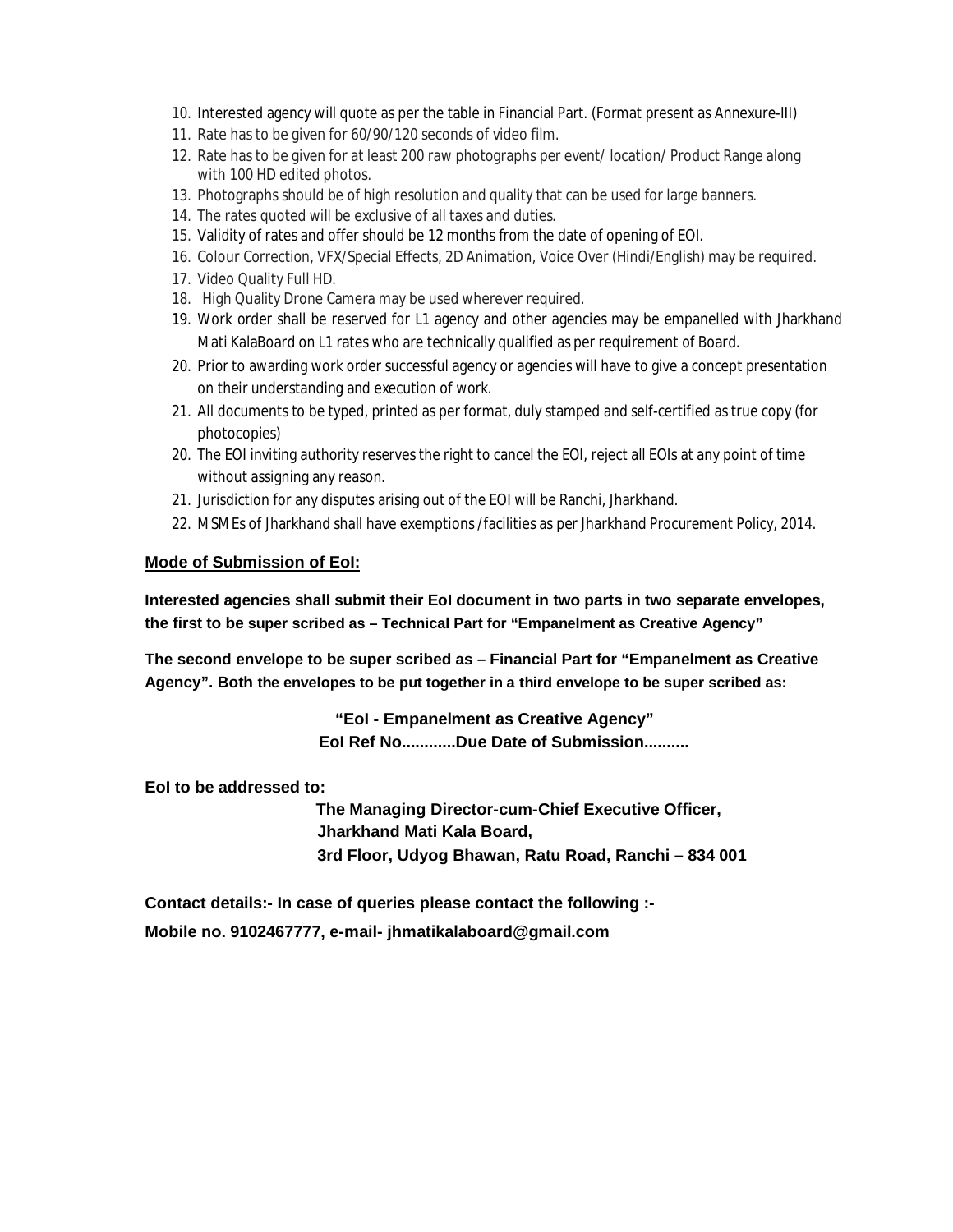10. Interested agency will quote as per the table in Financial Part. (Format present as Annexure-III)
11. Rate has to be given for 60/90/120 seconds of video film.
12. Rate has to be given for at least 200 raw photographs per event/ location/ Product Range along with 100 HD edited photos.
13. Photographs should be of high resolution and quality that can be used for large banners.
14. The rates quoted will be exclusive of all taxes and duties.
15. Validity of rates and offer should be 12 months from the date of opening of EOI.
16. Colour Correction, VFX/Special Effects, 2D Animation, Voice Over (Hindi/English) may be required.
17. Video Quality Full HD.
18. High Quality Drone Camera may be used wherever required.
19. Work order shall be reserved for L1 agency and other agencies may be empanelled with Jharkhand Mati KalaBoard on L1 rates who are technically qualified as per requirement of Board.
20. Prior to awarding work order successful agency or agencies will have to give a concept presentation on their understanding and execution of work.
21. All documents to be typed, printed as per format, duly stamped and self-certified as true copy (for photocopies)

20. The EOI inviting authority reserves the right to cancel the EOI, reject all EOIs at any point of time without assigning any reason.
21. Jurisdiction for any disputes arising out of the EOI will be Ranchi, Jharkhand.
22. MSMEs of Jharkhand shall have exemptions /facilities as per Jharkhand Procurement Policy, 2014.

**Mode of Submission of EoI:**

**Interested agencies shall submit their EoI document in two parts in two separate envelopes, the first to be super scribed as – Technical Part for "Empanelment as Creative Agency"**

**The second envelope to be super scribed as – Financial Part for "Empanelment as Creative Agency". Both the envelopes to be put together in a third envelope to be super scribed as:**

**"EoI - Empanelment as Creative Agency"**
**EoI Ref No...........Due Date of Submission..........**

**EoI to be addressed to:**

**The Managing Director-cum-Chief Executive Officer,**
**Jharkhand Mati Kala Board,**
**3rd Floor, Udyog Bhawan, Ratu Road, Ranchi – 834 001**

**Contact details:- In case of queries please contact the following :-**

**Mobile no. 9102467777, e-mail- jhmatikalaboard@gmail.com**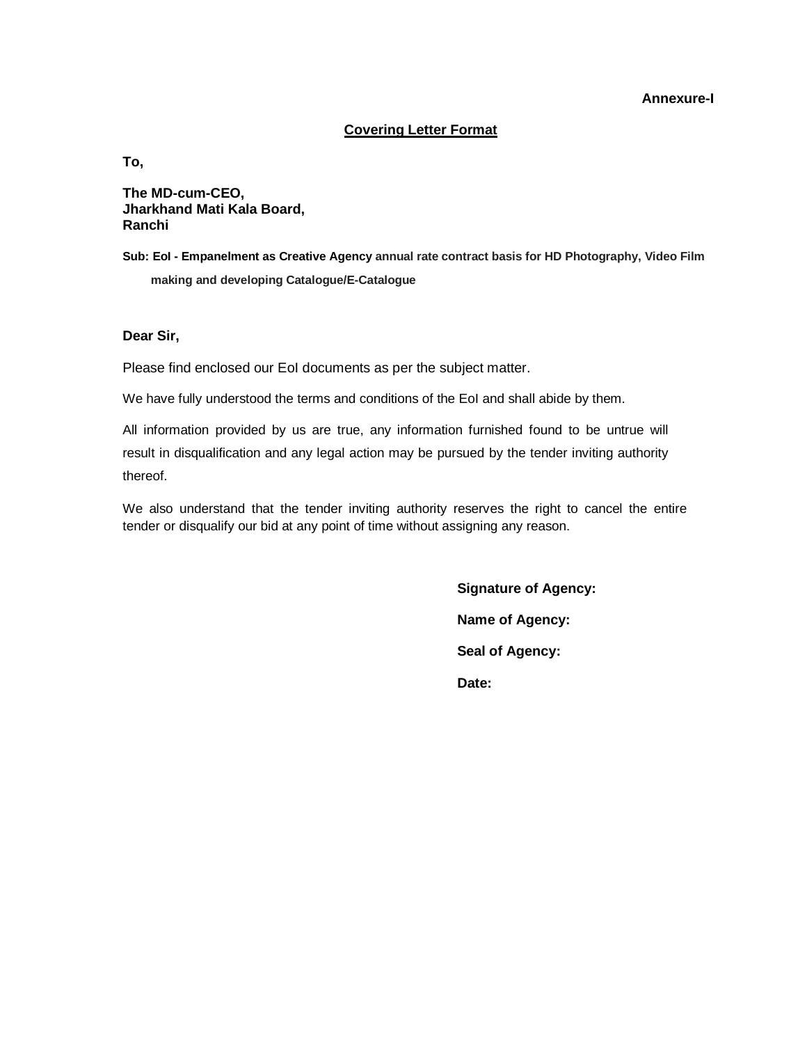**Annexure-I**

## Covering Letter Format

**To,**

**The MD-cum-CEO,**
**Jharkhand Mati Kala Board,**
**Ranchi**

**Sub: EoI - Empanelment as Creative Agency annual rate contract basis for HD Photography, Video Film making and developing Catalogue/E-Catalogue**

**Dear Sir,**

Please find enclosed our EoI documents as per the subject matter.

We have fully understood the terms and conditions of the EoI and shall abide by them.

All information provided by us are true, any information furnished found to be untrue will result in disqualification and any legal action may be pursued by the tender inviting authority thereof.

We also understand that the tender inviting authority reserves the right to cancel the entire tender or disqualify our bid at any point of time without assigning any reason.

**Signature of Agency:**

**Name of Agency:**

**Seal of Agency:**

**Date:**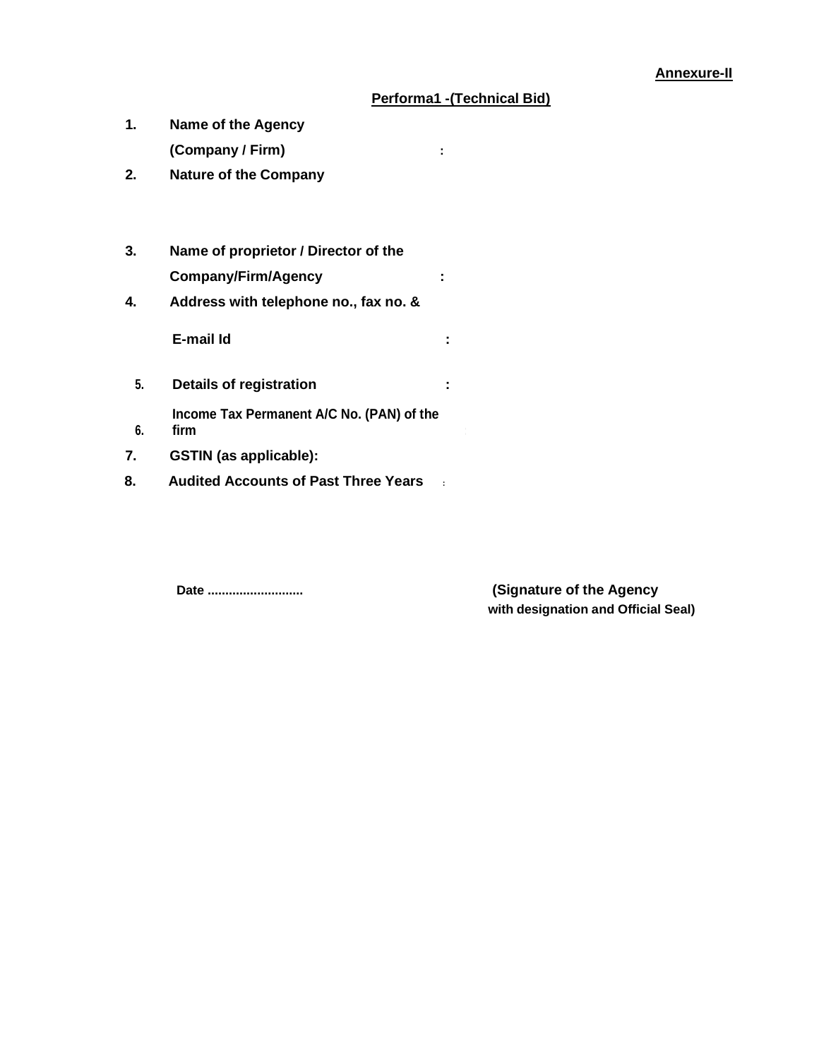**Annexure-II**

## Performa1 -(Technical Bid)

1. **Name of the Agency (Company / Firm) :**
2. **Nature of the Company**
3. **Name of proprietor / Director of the Company/Firm/Agency :**
4. **Address with telephone no., fax no. & E-mail Id :**
5. **Details of registration :**
6. **Income Tax Permanent A/C No. (PAN) of the firm**
7. **GSTIN (as applicable):**
8. **Audited Accounts of Past Three Years :**

**Date ..........................**

**(Signature of the Agency with designation and Official Seal)**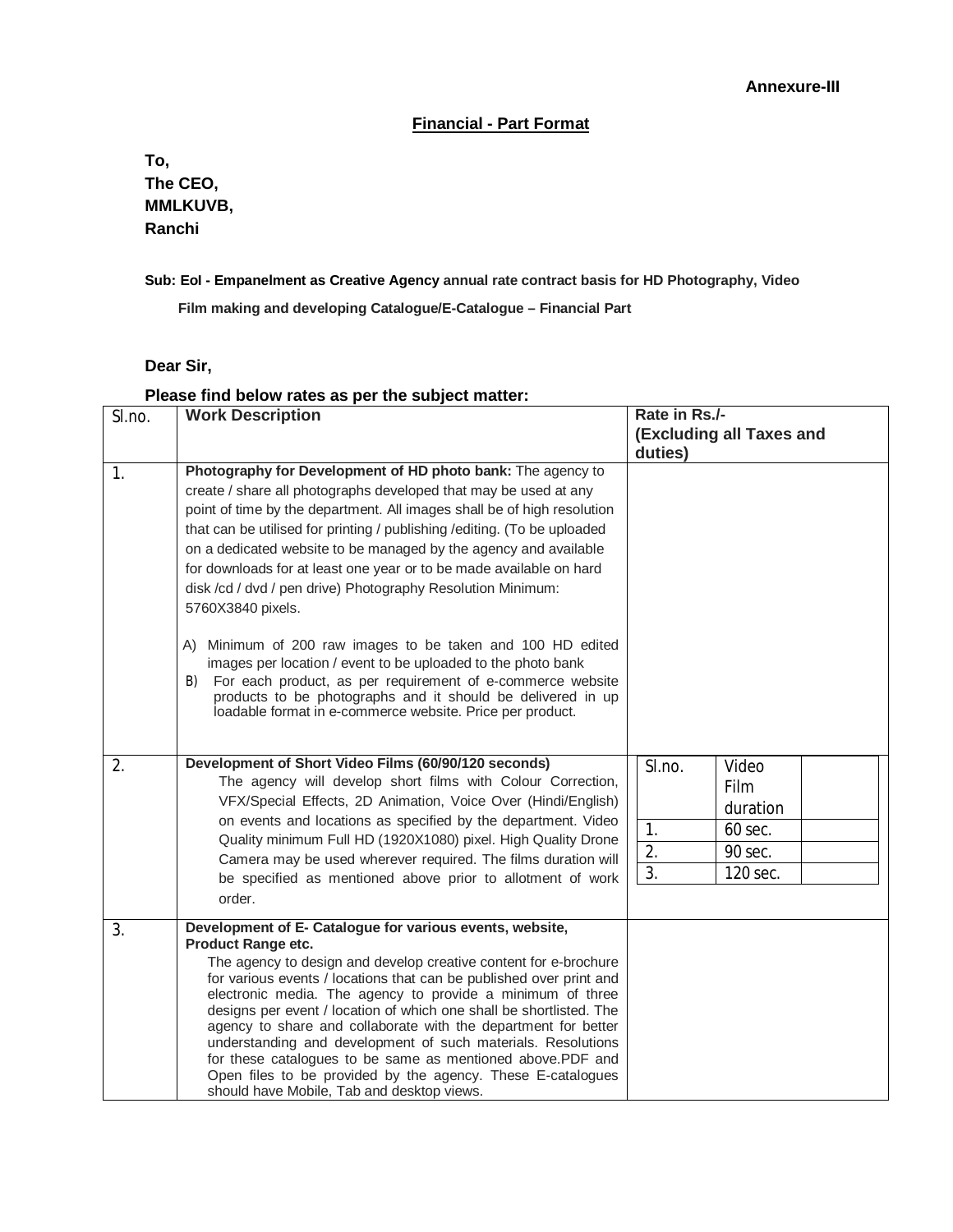**Annexure-III**

**Financial - Part Format**

**To,**
**The CEO,**
**MMLKUVB,**
**Ranchi**

**Sub: EoI - Empanelment as Creative Agency annual rate contract basis for HD Photography, Video Film making and developing Catalogue/E-Catalogue – Financial Part**

**Dear Sir,**

**Please find below rates as per the subject matter:**

| Sl.no. | Work Description | Rate in Rs./- (Excluding all Taxes and duties) |
|---|---|---|
| 1. | **Photography for Development of HD photo bank:** The agency to create / share all photographs developed that may be used at any point of time by the department. All images shall be of high resolution that can be utilised for printing / publishing /editing. (To be uploaded on a dedicated website to be managed by the agency and available for downloads for at least one year or to be made available on hard disk /cd / dvd / pen drive) Photography Resolution Minimum: 5760X3840 pixels.<br><br>A) Minimum of 200 raw images to be taken and 100 HD edited images per location / event to be uploaded to the photo bank<br>B) For each product, as per requirement of e-commerce website products to be photographs and it should be delivered in up loadable format in e-commerce website. Price per product. | |
| 2. | **Development of Short Video Films (60/90/120 seconds)**<br>The agency will develop short films with Colour Correction, VFX/Special Effects, 2D Animation, Voice Over (Hindi/English) on events and locations as specified by the department. Video Quality minimum Full HD (1920X1080) pixel. High Quality Drone Camera may be used wherever required. The films duration will be specified as mentioned above prior to allotment of work order. | Sl.no. / Video Film duration / (Rate)<br>1. / 60 sec. /<br>2. / 90 sec. /<br>3. / 120 sec. / |
| 3. | **Development of E- Catalogue for various events, website, Product Range etc.**<br>The agency to design and develop creative content for e-brochure for various events / locations that can be published over print and electronic media. The agency to provide a minimum of three designs per event / location of which one shall be shortlisted. The agency to share and collaborate with the department for better understanding and development of such materials. Resolutions for these catalogues to be same as mentioned above.PDF and Open files to be provided by the agency. These E-catalogues should have Mobile, Tab and desktop views. | |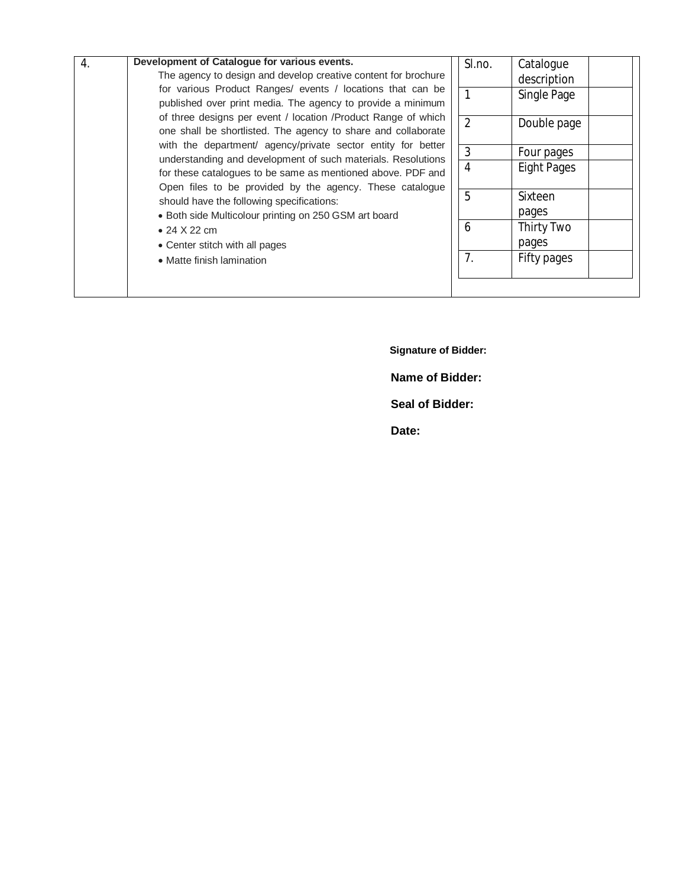| 4. | **Development of Catalogue for various events.**<br>The agency to design and develop creative content for brochure for various Product Ranges/ events / locations that can be published over print media. The agency to provide a minimum of three designs per event / location /Product Range of which one shall be shortlisted. The agency to share and collaborate with the department/ agency/private sector entity for better understanding and development of such materials. Resolutions for these catalogues to be same as mentioned above. PDF and Open files to be provided by the agency. These catalogue should have the following specifications:<br>• Both side Multicolour printing on 250 GSM art board<br>• 24 X 22 cm<br>• Center stitch with all pages<br>• Matte finish lamination | |
|---|---|---|

| Sl.no. | Catalogue description | |
|---|---|---|
| 1 | Single Page | |
| 2 | Double page | |
| 3 | Four pages | |
| 4 | Eight Pages | |
| 5 | Sixteen pages | |
| 6 | Thirty Two pages | |
| 7. | Fifty pages | |

**Signature of Bidder:**

**Name of Bidder:**

**Seal of Bidder:**

**Date:**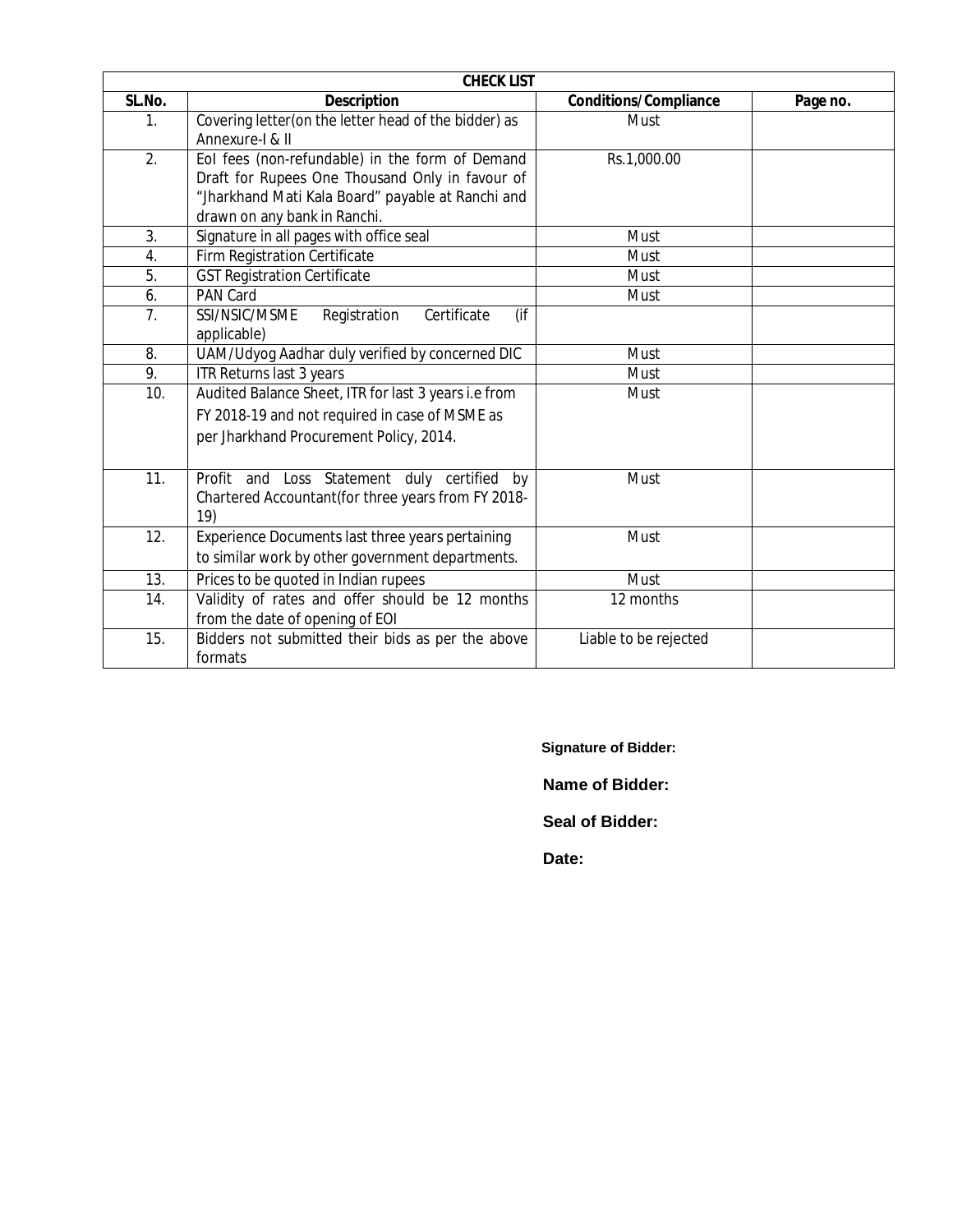| CHECK LIST | | | |
|---|---|---|---|
| **SL.No.** | **Description** | **Conditions/Compliance** | **Page no.** |
| 1. | Covering letter(on the letter head of the bidder) as Annexure-I & II | Must | |
| 2. | EoI fees (non-refundable) in the form of Demand Draft for Rupees One Thousand Only in favour of "Jharkhand Mati Kala Board" payable at Ranchi and drawn on any bank in Ranchi. | Rs.1,000.00 | |
| 3. | Signature in all pages with office seal | Must | |
| 4. | Firm Registration Certificate | Must | |
| 5. | GST Registration Certificate | Must | |
| 6. | PAN Card | Must | |
| 7. | SSI/NSIC/MSME Registration Certificate (if applicable) | | |
| 8. | UAM/Udyog Aadhar duly verified by concerned DIC | Must | |
| 9. | ITR Returns last 3 years | Must | |
| 10. | Audited Balance Sheet, ITR for last 3 years i.e from FY 2018-19 and not required in case of MSME as per Jharkhand Procurement Policy, 2014. | Must | |
| 11. | Profit and Loss Statement duly certified by Chartered Accountant(for three years from FY 2018-19) | Must | |
| 12. | Experience Documents last three years pertaining to similar work by other government departments. | Must | |
| 13. | Prices to be quoted in Indian rupees | Must | |
| 14. | Validity of rates and offer should be 12 months from the date of opening of EOI | 12 months | |
| 15. | Bidders not submitted their bids as per the above formats | Liable to be rejected | |

**Signature of Bidder:**

**Name of Bidder:**

**Seal of Bidder:**

**Date:**